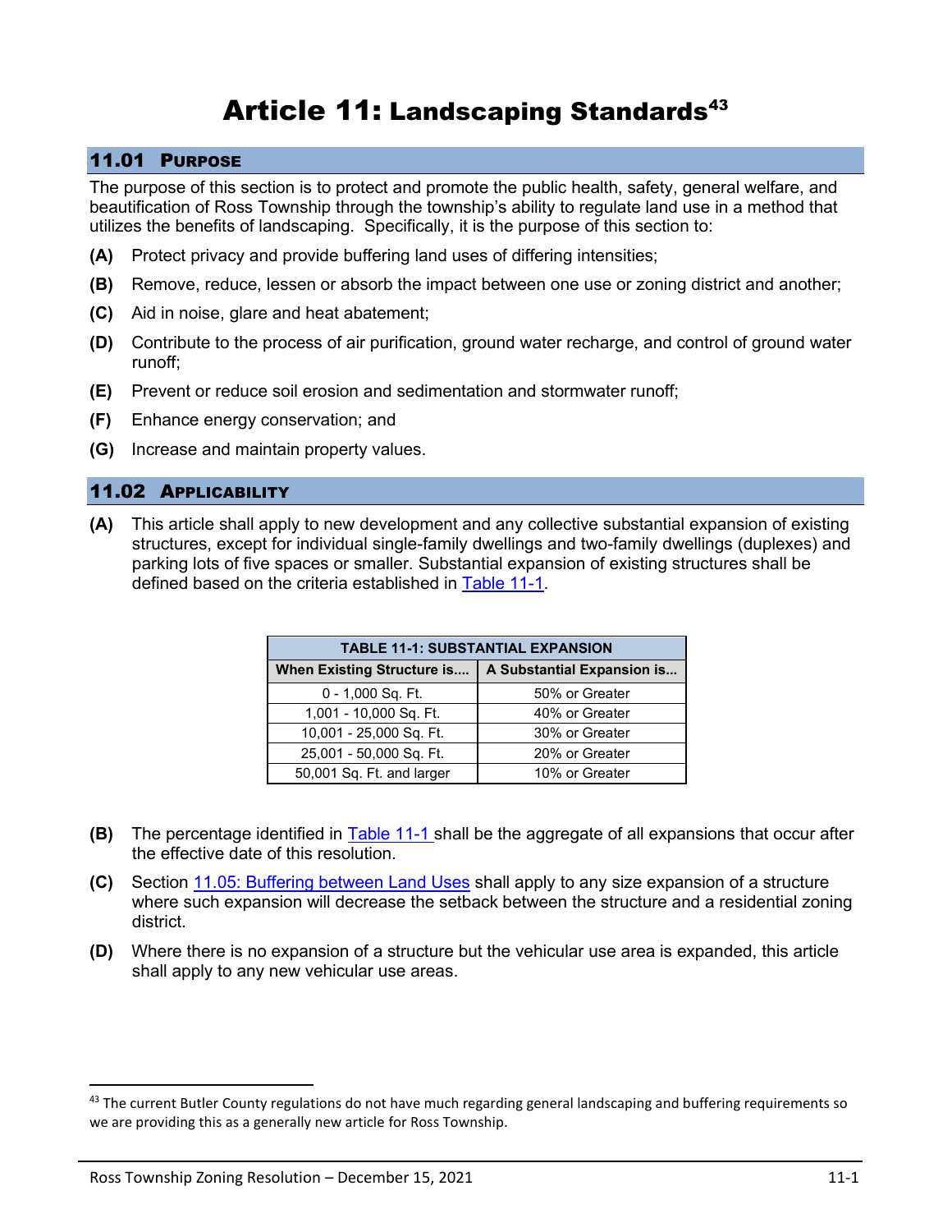# Article 11: Landscaping Standards[43]

## 11.01 Purpose

The purpose of this section is to protect and promote the public health, safety, general welfare, and beautification of Ross Township through the township's ability to regulate land use in a method that utilizes the benefits of landscaping. Specifically, it is the purpose of this section to:

**(A)** Protect privacy and provide buffering land uses of differing intensities;

**(B)** Remove, reduce, lessen or absorb the impact between one use or zoning district and another;

**(C)** Aid in noise, glare and heat abatement;

**(D)** Contribute to the process of air purification, ground water recharge, and control of ground water runoff;

**(E)** Prevent or reduce soil erosion and sedimentation and stormwater runoff;

**(F)** Enhance energy conservation; and

**(G)** Increase and maintain property values.

## 11.02 Applicability

**(A)** This article shall apply to new development and any collective substantial expansion of existing structures, except for individual single-family dwellings and two-family dwellings (duplexes) and parking lots of five spaces or smaller. Substantial expansion of existing structures shall be defined based on the criteria established in Table 11-1.

| TABLE 11-1: SUBSTANTIAL EXPANSION | |
|---|---|
| **When Existing Structure is....** | **A Substantial Expansion is...** |
| 0 - 1,000 Sq. Ft. | 50% or Greater |
| 1,001 - 10,000 Sq. Ft. | 40% or Greater |
| 10,001 - 25,000 Sq. Ft. | 30% or Greater |
| 25,001 - 50,000 Sq. Ft. | 20% or Greater |
| 50,001 Sq. Ft. and larger | 10% or Greater |

**(B)** The percentage identified in Table 11-1 shall be the aggregate of all expansions that occur after the effective date of this resolution.

**(C)** Section 11.05: Buffering between Land Uses shall apply to any size expansion of a structure where such expansion will decrease the setback between the structure and a residential zoning district.

**(D)** Where there is no expansion of a structure but the vehicular use area is expanded, this article shall apply to any new vehicular use areas.

[43] The current Butler County regulations do not have much regarding general landscaping and buffering requirements so we are providing this as a generally new article for Ross Township.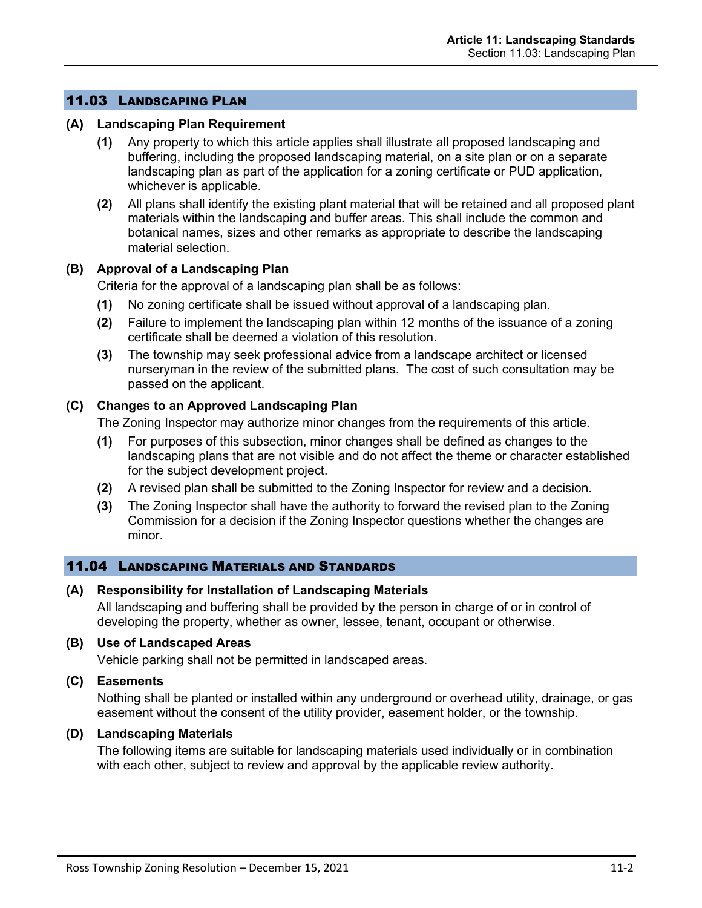## 11.03 Landscaping Plan

### (A) Landscaping Plan Requirement

**(1)** Any property to which this article applies shall illustrate all proposed landscaping and buffering, including the proposed landscaping material, on a site plan or on a separate landscaping plan as part of the application for a zoning certificate or PUD application, whichever is applicable.

**(2)** All plans shall identify the existing plant material that will be retained and all proposed plant materials within the landscaping and buffer areas. This shall include the common and botanical names, sizes and other remarks as appropriate to describe the landscaping material selection.

### (B) Approval of a Landscaping Plan

Criteria for the approval of a landscaping plan shall be as follows:

**(1)** No zoning certificate shall be issued without approval of a landscaping plan.

**(2)** Failure to implement the landscaping plan within 12 months of the issuance of a zoning certificate shall be deemed a violation of this resolution.

**(3)** The township may seek professional advice from a landscape architect or licensed nurseryman in the review of the submitted plans. The cost of such consultation may be passed on the applicant.

### (C) Changes to an Approved Landscaping Plan

The Zoning Inspector may authorize minor changes from the requirements of this article.

**(1)** For purposes of this subsection, minor changes shall be defined as changes to the landscaping plans that are not visible and do not affect the theme or character established for the subject development project.

**(2)** A revised plan shall be submitted to the Zoning Inspector for review and a decision.

**(3)** The Zoning Inspector shall have the authority to forward the revised plan to the Zoning Commission for a decision if the Zoning Inspector questions whether the changes are minor.

## 11.04 Landscaping Materials and Standards

### (A) Responsibility for Installation of Landscaping Materials

All landscaping and buffering shall be provided by the person in charge of or in control of developing the property, whether as owner, lessee, tenant, occupant or otherwise.

### (B) Use of Landscaped Areas

Vehicle parking shall not be permitted in landscaped areas.

### (C) Easements

Nothing shall be planted or installed within any underground or overhead utility, drainage, or gas easement without the consent of the utility provider, easement holder, or the township.

### (D) Landscaping Materials

The following items are suitable for landscaping materials used individually or in combination with each other, subject to review and approval by the applicable review authority.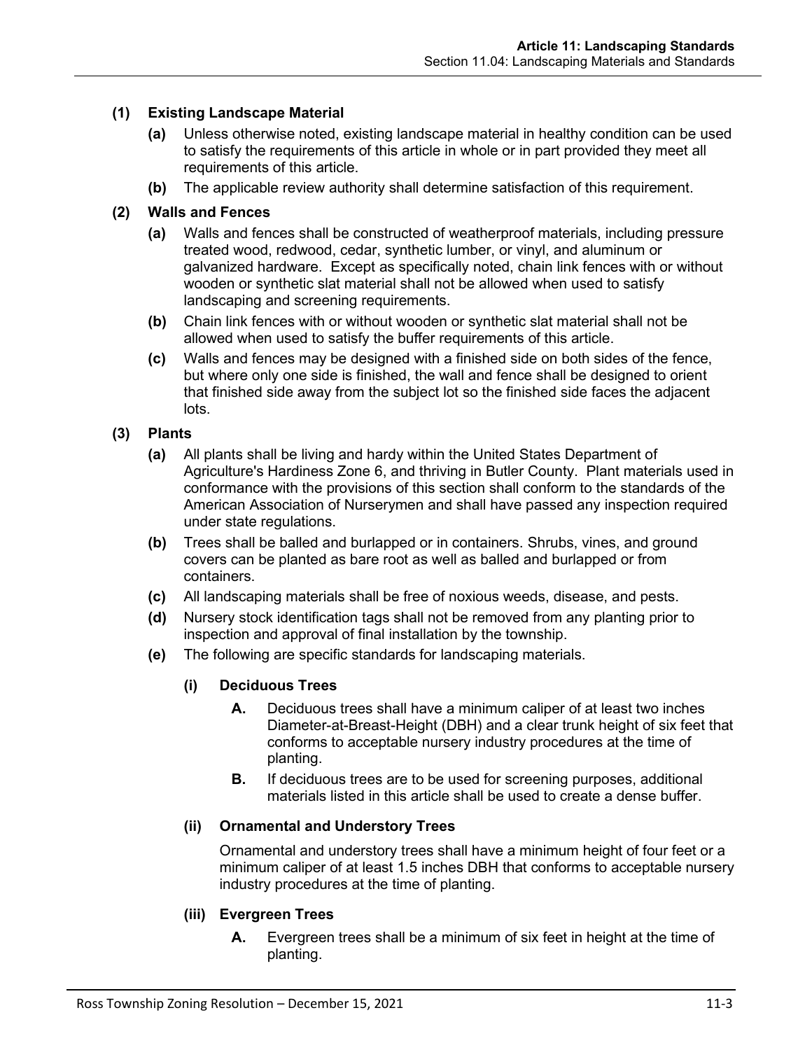**(1) Existing Landscape Material**

**(a)** Unless otherwise noted, existing landscape material in healthy condition can be used to satisfy the requirements of this article in whole or in part provided they meet all requirements of this article.

**(b)** The applicable review authority shall determine satisfaction of this requirement.

**(2) Walls and Fences**

**(a)** Walls and fences shall be constructed of weatherproof materials, including pressure treated wood, redwood, cedar, synthetic lumber, or vinyl, and aluminum or galvanized hardware. Except as specifically noted, chain link fences with or without wooden or synthetic slat material shall not be allowed when used to satisfy landscaping and screening requirements.

**(b)** Chain link fences with or without wooden or synthetic slat material shall not be allowed when used to satisfy the buffer requirements of this article.

**(c)** Walls and fences may be designed with a finished side on both sides of the fence, but where only one side is finished, the wall and fence shall be designed to orient that finished side away from the subject lot so the finished side faces the adjacent lots.

**(3) Plants**

**(a)** All plants shall be living and hardy within the United States Department of Agriculture's Hardiness Zone 6, and thriving in Butler County. Plant materials used in conformance with the provisions of this section shall conform to the standards of the American Association of Nurserymen and shall have passed any inspection required under state regulations.

**(b)** Trees shall be balled and burlapped or in containers. Shrubs, vines, and ground covers can be planted as bare root as well as balled and burlapped or from containers.

**(c)** All landscaping materials shall be free of noxious weeds, disease, and pests.

**(d)** Nursery stock identification tags shall not be removed from any planting prior to inspection and approval of final installation by the township.

**(e)** The following are specific standards for landscaping materials.

**(i) Deciduous Trees**

**A.** Deciduous trees shall have a minimum caliper of at least two inches Diameter-at-Breast-Height (DBH) and a clear trunk height of six feet that conforms to acceptable nursery industry procedures at the time of planting.

**B.** If deciduous trees are to be used for screening purposes, additional materials listed in this article shall be used to create a dense buffer.

**(ii) Ornamental and Understory Trees**

Ornamental and understory trees shall have a minimum height of four feet or a minimum caliper of at least 1.5 inches DBH that conforms to acceptable nursery industry procedures at the time of planting.

**(iii) Evergreen Trees**

**A.** Evergreen trees shall be a minimum of six feet in height at the time of planting.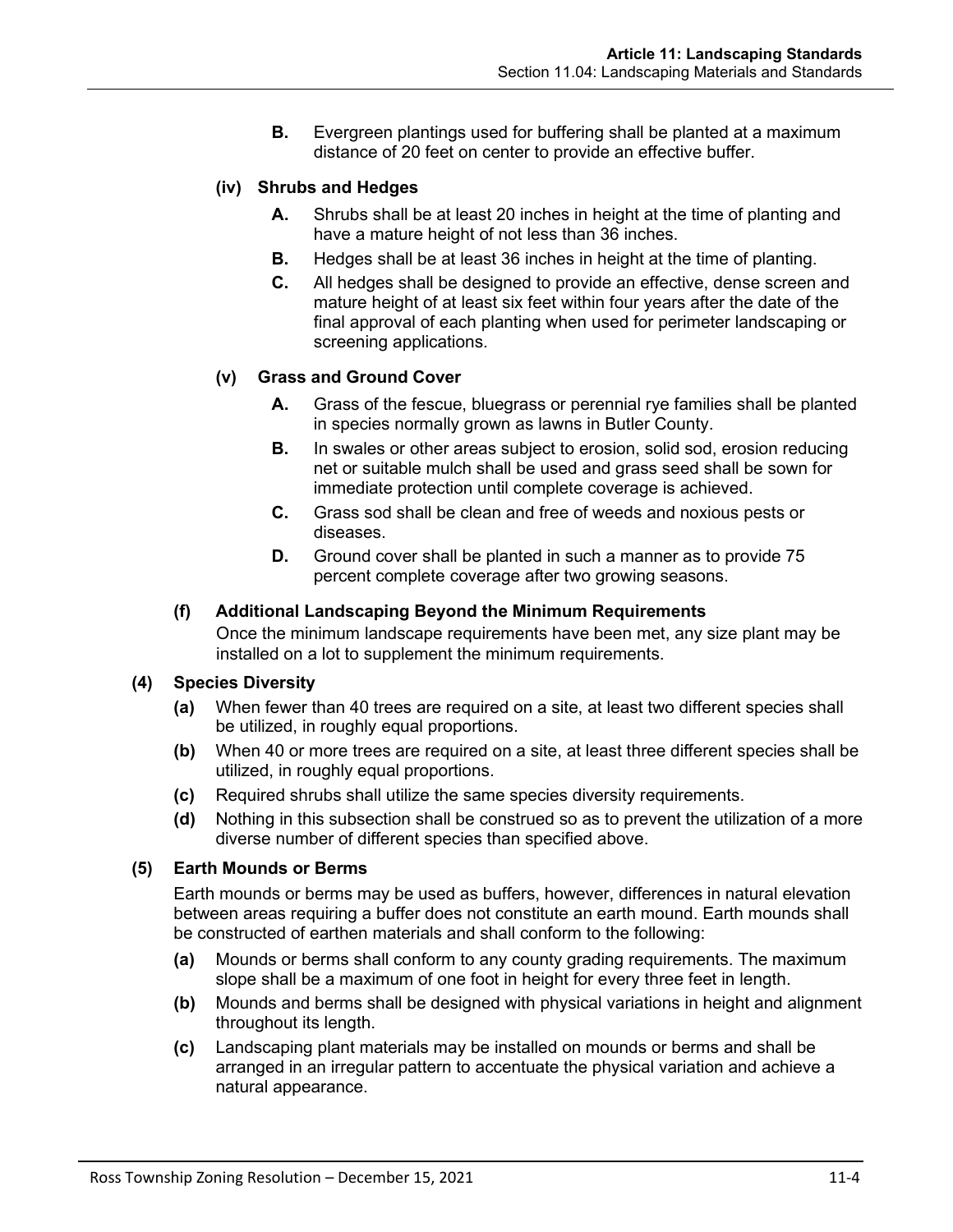**B.** Evergreen plantings used for buffering shall be planted at a maximum distance of 20 feet on center to provide an effective buffer.

#### (iv) Shrubs and Hedges

**A.** Shrubs shall be at least 20 inches in height at the time of planting and have a mature height of not less than 36 inches.

**B.** Hedges shall be at least 36 inches in height at the time of planting.

**C.** All hedges shall be designed to provide an effective, dense screen and mature height of at least six feet within four years after the date of the final approval of each planting when used for perimeter landscaping or screening applications.

#### (v) Grass and Ground Cover

**A.** Grass of the fescue, bluegrass or perennial rye families shall be planted in species normally grown as lawns in Butler County.

**B.** In swales or other areas subject to erosion, solid sod, erosion reducing net or suitable mulch shall be used and grass seed shall be sown for immediate protection until complete coverage is achieved.

**C.** Grass sod shall be clean and free of weeds and noxious pests or diseases.

**D.** Ground cover shall be planted in such a manner as to provide 75 percent complete coverage after two growing seasons.

### (f) Additional Landscaping Beyond the Minimum Requirements

Once the minimum landscape requirements have been met, any size plant may be installed on a lot to supplement the minimum requirements.

## (4) Species Diversity

**(a)** When fewer than 40 trees are required on a site, at least two different species shall be utilized, in roughly equal proportions.

**(b)** When 40 or more trees are required on a site, at least three different species shall be utilized, in roughly equal proportions.

**(c)** Required shrubs shall utilize the same species diversity requirements.

**(d)** Nothing in this subsection shall be construed so as to prevent the utilization of a more diverse number of different species than specified above.

## (5) Earth Mounds or Berms

Earth mounds or berms may be used as buffers, however, differences in natural elevation between areas requiring a buffer does not constitute an earth mound. Earth mounds shall be constructed of earthen materials and shall conform to the following:

**(a)** Mounds or berms shall conform to any county grading requirements. The maximum slope shall be a maximum of one foot in height for every three feet in length.

**(b)** Mounds and berms shall be designed with physical variations in height and alignment throughout its length.

**(c)** Landscaping plant materials may be installed on mounds or berms and shall be arranged in an irregular pattern to accentuate the physical variation and achieve a natural appearance.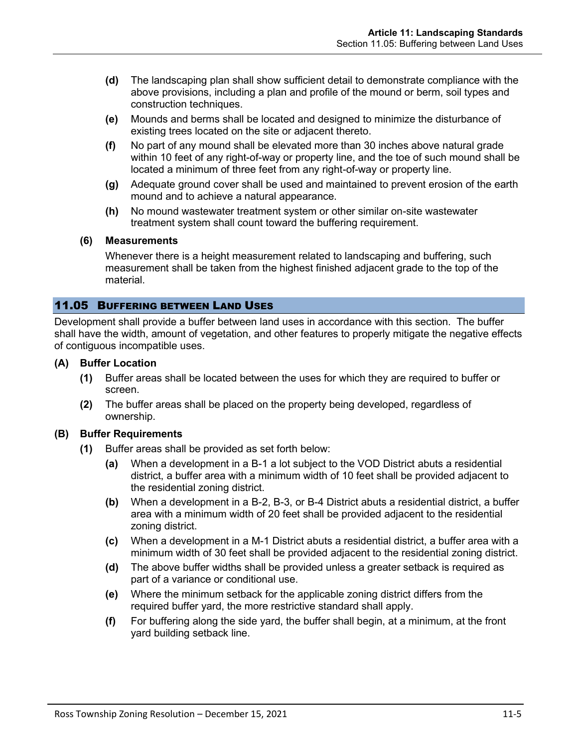**(d)** The landscaping plan shall show sufficient detail to demonstrate compliance with the above provisions, including a plan and profile of the mound or berm, soil types and construction techniques.

**(e)** Mounds and berms shall be located and designed to minimize the disturbance of existing trees located on the site or adjacent thereto.

**(f)** No part of any mound shall be elevated more than 30 inches above natural grade within 10 feet of any right-of-way or property line, and the toe of such mound shall be located a minimum of three feet from any right-of-way or property line.

**(g)** Adequate ground cover shall be used and maintained to prevent erosion of the earth mound and to achieve a natural appearance.

**(h)** No mound wastewater treatment system or other similar on-site wastewater treatment system shall count toward the buffering requirement.

**(6) Measurements**

Whenever there is a height measurement related to landscaping and buffering, such measurement shall be taken from the highest finished adjacent grade to the top of the material.

## 11.05 Buffering between Land Uses

Development shall provide a buffer between land uses in accordance with this section. The buffer shall have the width, amount of vegetation, and other features to properly mitigate the negative effects of contiguous incompatible uses.

**(A) Buffer Location**

**(1)** Buffer areas shall be located between the uses for which they are required to buffer or screen.

**(2)** The buffer areas shall be placed on the property being developed, regardless of ownership.

**(B) Buffer Requirements**

**(1)** Buffer areas shall be provided as set forth below:

**(a)** When a development in a B-1 a lot subject to the VOD District abuts a residential district, a buffer area with a minimum width of 10 feet shall be provided adjacent to the residential zoning district.

**(b)** When a development in a B-2, B-3, or B-4 District abuts a residential district, a buffer area with a minimum width of 20 feet shall be provided adjacent to the residential zoning district.

**(c)** When a development in a M-1 District abuts a residential district, a buffer area with a minimum width of 30 feet shall be provided adjacent to the residential zoning district.

**(d)** The above buffer widths shall be provided unless a greater setback is required as part of a variance or conditional use.

**(e)** Where the minimum setback for the applicable zoning district differs from the required buffer yard, the more restrictive standard shall apply.

**(f)** For buffering along the side yard, the buffer shall begin, at a minimum, at the front yard building setback line.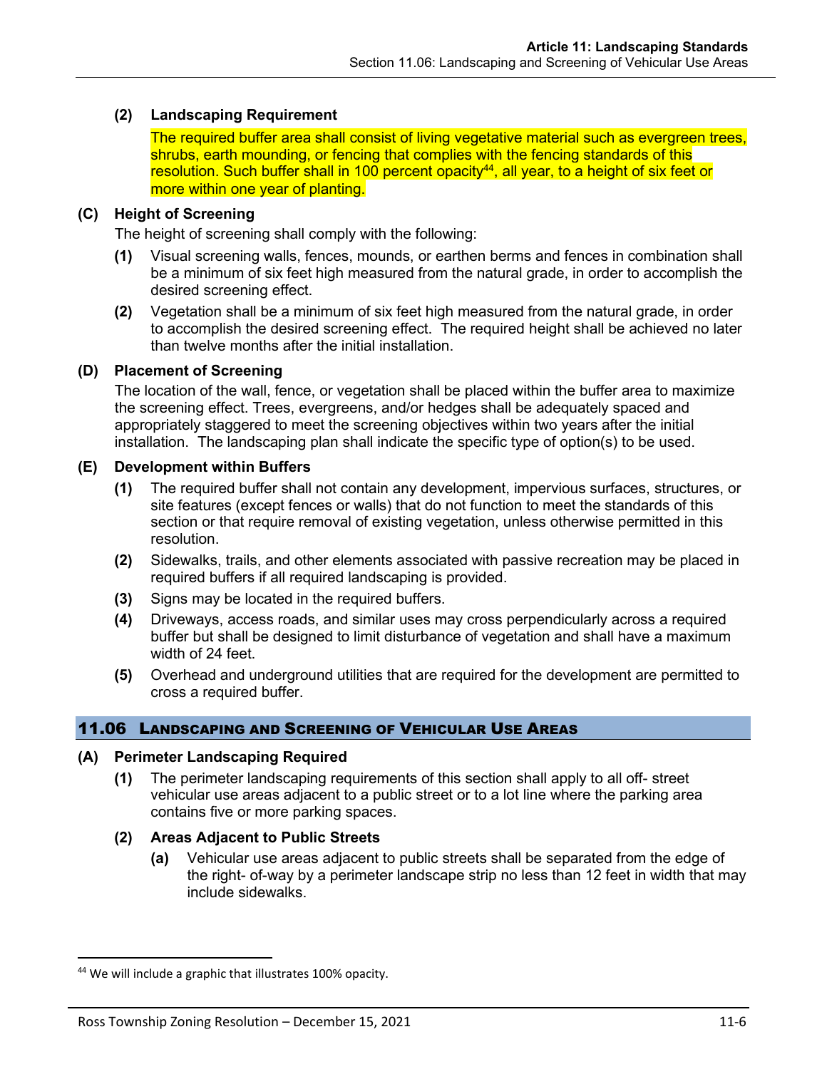**(2) Landscaping Requirement**

The required buffer area shall consist of living vegetative material such as evergreen trees, shrubs, earth mounding, or fencing that complies with the fencing standards of this resolution. Such buffer shall in 100 percent opacity[44], all year, to a height of six feet or more within one year of planting.

**(C) Height of Screening**

The height of screening shall comply with the following:

**(1)** Visual screening walls, fences, mounds, or earthen berms and fences in combination shall be a minimum of six feet high measured from the natural grade, in order to accomplish the desired screening effect.

**(2)** Vegetation shall be a minimum of six feet high measured from the natural grade, in order to accomplish the desired screening effect. The required height shall be achieved no later than twelve months after the initial installation.

**(D) Placement of Screening**

The location of the wall, fence, or vegetation shall be placed within the buffer area to maximize the screening effect. Trees, evergreens, and/or hedges shall be adequately spaced and appropriately staggered to meet the screening objectives within two years after the initial installation. The landscaping plan shall indicate the specific type of option(s) to be used.

**(E) Development within Buffers**

**(1)** The required buffer shall not contain any development, impervious surfaces, structures, or site features (except fences or walls) that do not function to meet the standards of this section or that require removal of existing vegetation, unless otherwise permitted in this resolution.

**(2)** Sidewalks, trails, and other elements associated with passive recreation may be placed in required buffers if all required landscaping is provided.

**(3)** Signs may be located in the required buffers.

**(4)** Driveways, access roads, and similar uses may cross perpendicularly across a required buffer but shall be designed to limit disturbance of vegetation and shall have a maximum width of 24 feet.

**(5)** Overhead and underground utilities that are required for the development are permitted to cross a required buffer.

## 11.06 Landscaping and Screening of Vehicular Use Areas

**(A) Perimeter Landscaping Required**

**(1)** The perimeter landscaping requirements of this section shall apply to all off- street vehicular use areas adjacent to a public street or to a lot line where the parking area contains five or more parking spaces.

**(2) Areas Adjacent to Public Streets**

**(a)** Vehicular use areas adjacent to public streets shall be separated from the edge of the right- of-way by a perimeter landscape strip no less than 12 feet in width that may include sidewalks.

---

[44] We will include a graphic that illustrates 100% opacity.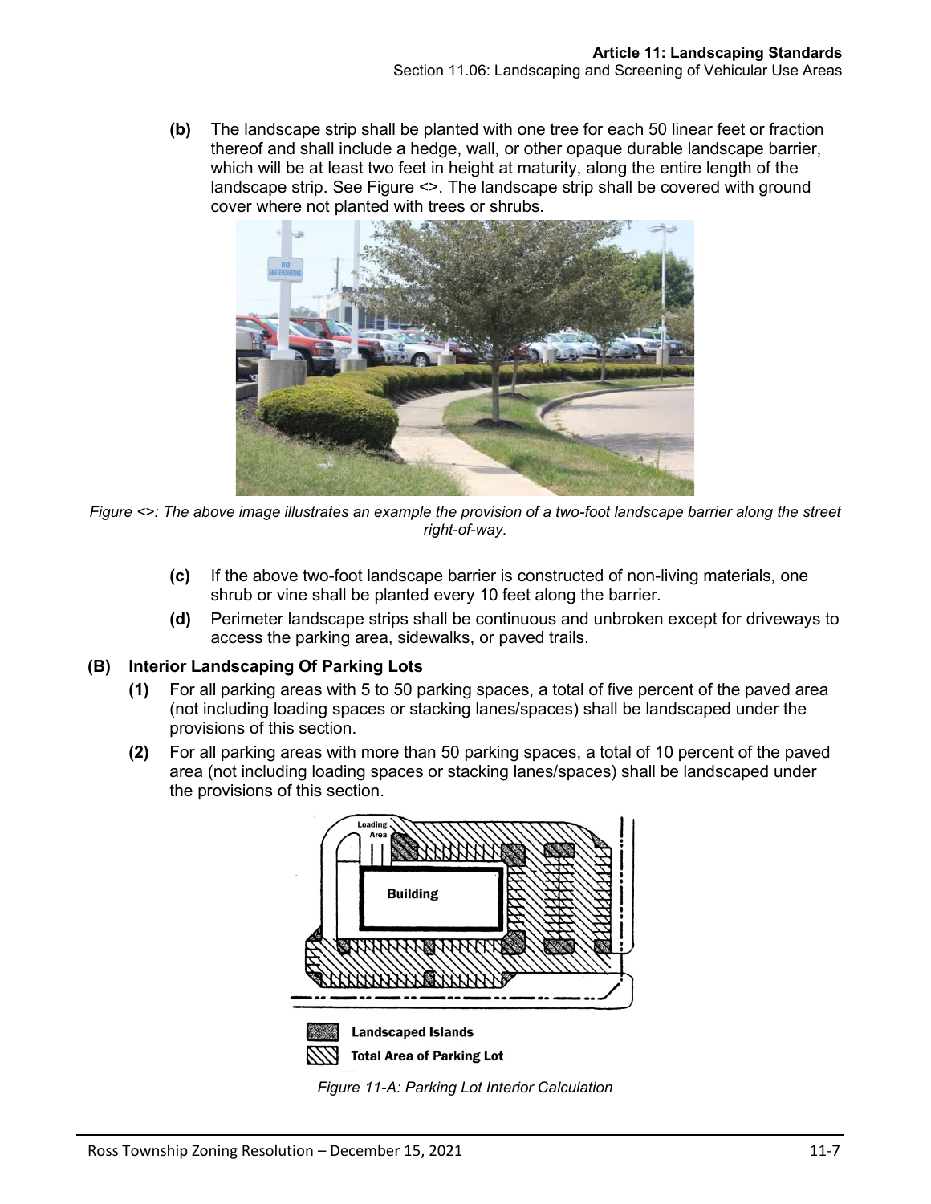**(b)** The landscape strip shall be planted with one tree for each 50 linear feet or fraction thereof and shall include a hedge, wall, or other opaque durable landscape barrier, which will be at least two feet in height at maturity, along the entire length of the landscape strip. See Figure <>. The landscape strip shall be covered with ground cover where not planted with trees or shrubs.

*Figure <>: The above image illustrates an example the provision of a two-foot landscape barrier along the street right-of-way.*

**(c)** If the above two-foot landscape barrier is constructed of non-living materials, one shrub or vine shall be planted every 10 feet along the barrier.

**(d)** Perimeter landscape strips shall be continuous and unbroken except for driveways to access the parking area, sidewalks, or paved trails.

### (B) Interior Landscaping Of Parking Lots

**(1)** For all parking areas with 5 to 50 parking spaces, a total of five percent of the paved area (not including loading spaces or stacking lanes/spaces) shall be landscaped under the provisions of this section.

**(2)** For all parking areas with more than 50 parking spaces, a total of 10 percent of the paved area (not including loading spaces or stacking lanes/spaces) shall be landscaped under the provisions of this section.

*Figure 11-A: Parking Lot Interior Calculation*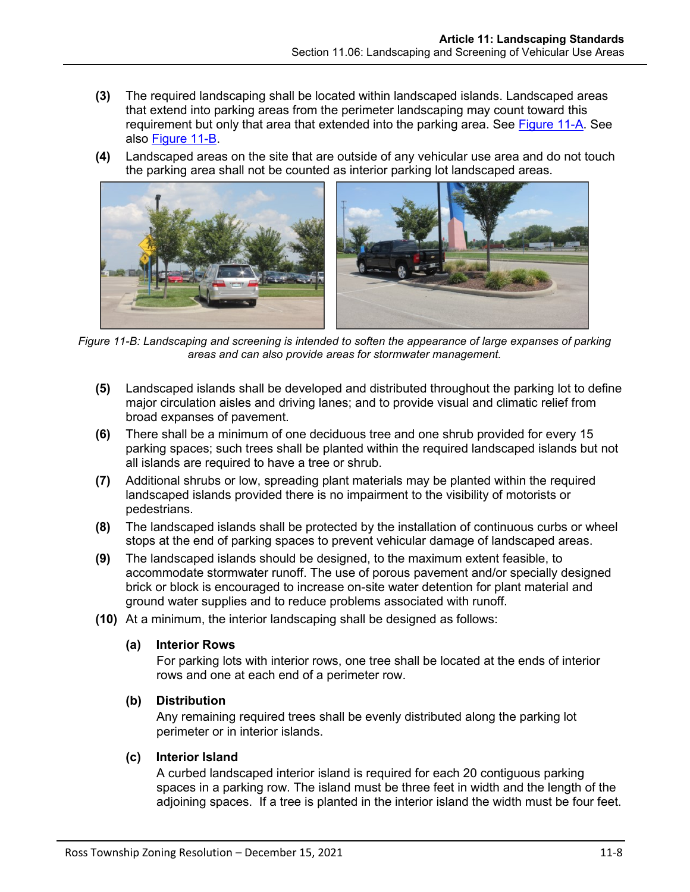(3) The required landscaping shall be located within landscaped islands. Landscaped areas that extend into parking areas from the perimeter landscaping may count toward this requirement but only that area that extended into the parking area. See Figure 11-A. See also Figure 11-B.

(4) Landscaped areas on the site that are outside of any vehicular use area and do not touch the parking area shall not be counted as interior parking lot landscaped areas.

*Figure 11-B: Landscaping and screening is intended to soften the appearance of large expanses of parking areas and can also provide areas for stormwater management.*

(5) Landscaped islands shall be developed and distributed throughout the parking lot to define major circulation aisles and driving lanes; and to provide visual and climatic relief from broad expanses of pavement.

(6) There shall be a minimum of one deciduous tree and one shrub provided for every 15 parking spaces; such trees shall be planted within the required landscaped islands but not all islands are required to have a tree or shrub.

(7) Additional shrubs or low, spreading plant materials may be planted within the required landscaped islands provided there is no impairment to the visibility of motorists or pedestrians.

(8) The landscaped islands shall be protected by the installation of continuous curbs or wheel stops at the end of parking spaces to prevent vehicular damage of landscaped areas.

(9) The landscaped islands should be designed, to the maximum extent feasible, to accommodate stormwater runoff. The use of porous pavement and/or specially designed brick or block is encouraged to increase on-site water detention for plant material and ground water supplies and to reduce problems associated with runoff.

(10) At a minimum, the interior landscaping shall be designed as follows:

**(a) Interior Rows**

For parking lots with interior rows, one tree shall be located at the ends of interior rows and one at each end of a perimeter row.

**(b) Distribution**

Any remaining required trees shall be evenly distributed along the parking lot perimeter or in interior islands.

**(c) Interior Island**

A curbed landscaped interior island is required for each 20 contiguous parking spaces in a parking row. The island must be three feet in width and the length of the adjoining spaces. If a tree is planted in the interior island the width must be four feet.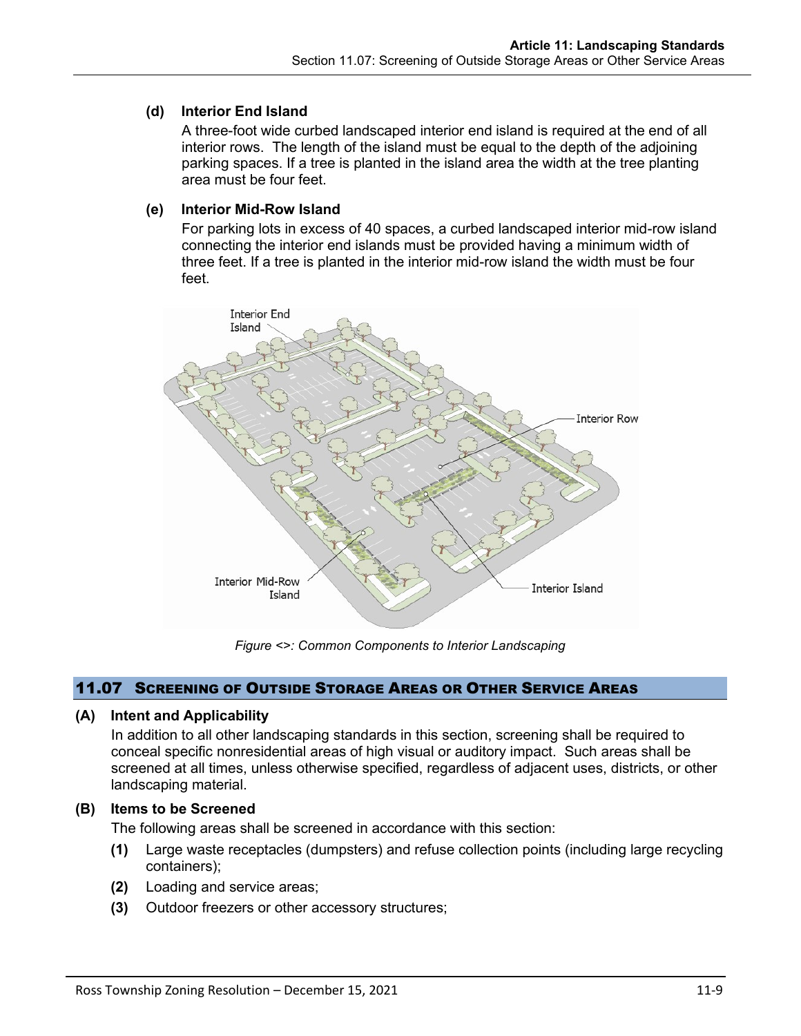#### (d) Interior End Island

A three-foot wide curbed landscaped interior end island is required at the end of all interior rows. The length of the island must be equal to the depth of the adjoining parking spaces. If a tree is planted in the island area the width at the tree planting area must be four feet.

#### (e) Interior Mid-Row Island

For parking lots in excess of 40 spaces, a curbed landscaped interior mid-row island connecting the interior end islands must be provided having a minimum width of three feet. If a tree is planted in the interior mid-row island the width must be four feet.

*Figure <>: Common Components to Interior Landscaping*

## 11.07 Screening of Outside Storage Areas or Other Service Areas

### (A) Intent and Applicability

In addition to all other landscaping standards in this section, screening shall be required to conceal specific nonresidential areas of high visual or auditory impact. Such areas shall be screened at all times, unless otherwise specified, regardless of adjacent uses, districts, or other landscaping material.

### (B) Items to be Screened

The following areas shall be screened in accordance with this section:

**(1)** Large waste receptacles (dumpsters) and refuse collection points (including large recycling containers);

**(2)** Loading and service areas;

**(3)** Outdoor freezers or other accessory structures;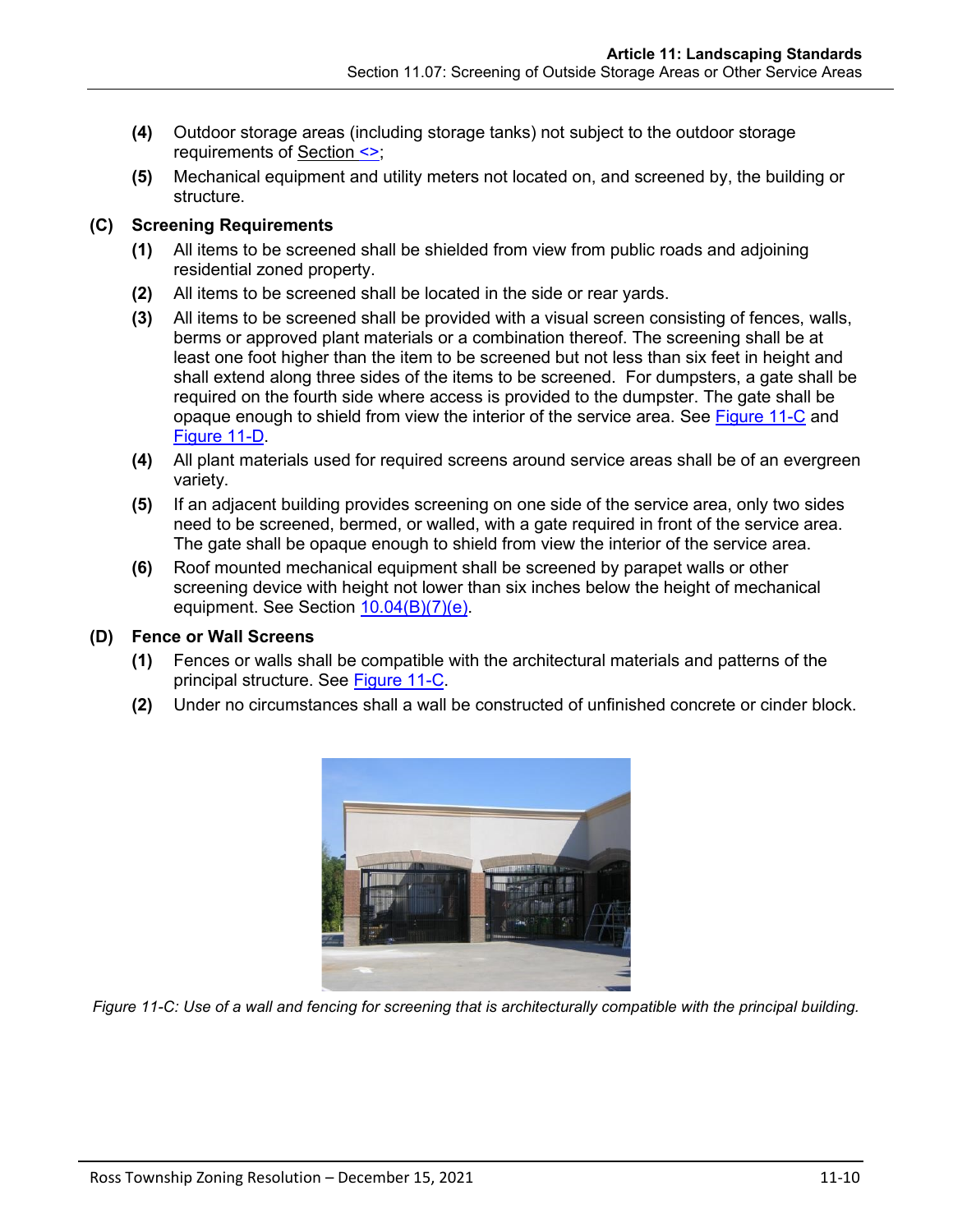(4) Outdoor storage areas (including storage tanks) not subject to the outdoor storage requirements of Section <>;

(5) Mechanical equipment and utility meters not located on, and screened by, the building or structure.

## (C) Screening Requirements

(1) All items to be screened shall be shielded from view from public roads and adjoining residential zoned property.

(2) All items to be screened shall be located in the side or rear yards.

(3) All items to be screened shall be provided with a visual screen consisting of fences, walls, berms or approved plant materials or a combination thereof. The screening shall be at least one foot higher than the item to be screened but not less than six feet in height and shall extend along three sides of the items to be screened. For dumpsters, a gate shall be required on the fourth side where access is provided to the dumpster. The gate shall be opaque enough to shield from view the interior of the service area. See Figure 11-C and Figure 11-D.

(4) All plant materials used for required screens around service areas shall be of an evergreen variety.

(5) If an adjacent building provides screening on one side of the service area, only two sides need to be screened, bermed, or walled, with a gate required in front of the service area. The gate shall be opaque enough to shield from view the interior of the service area.

(6) Roof mounted mechanical equipment shall be screened by parapet walls or other screening device with height not lower than six inches below the height of mechanical equipment. See Section 10.04(B)(7)(e).

## (D) Fence or Wall Screens

(1) Fences or walls shall be compatible with the architectural materials and patterns of the principal structure. See Figure 11-C.

(2) Under no circumstances shall a wall be constructed of unfinished concrete or cinder block.

*Figure 11-C: Use of a wall and fencing for screening that is architecturally compatible with the principal building.*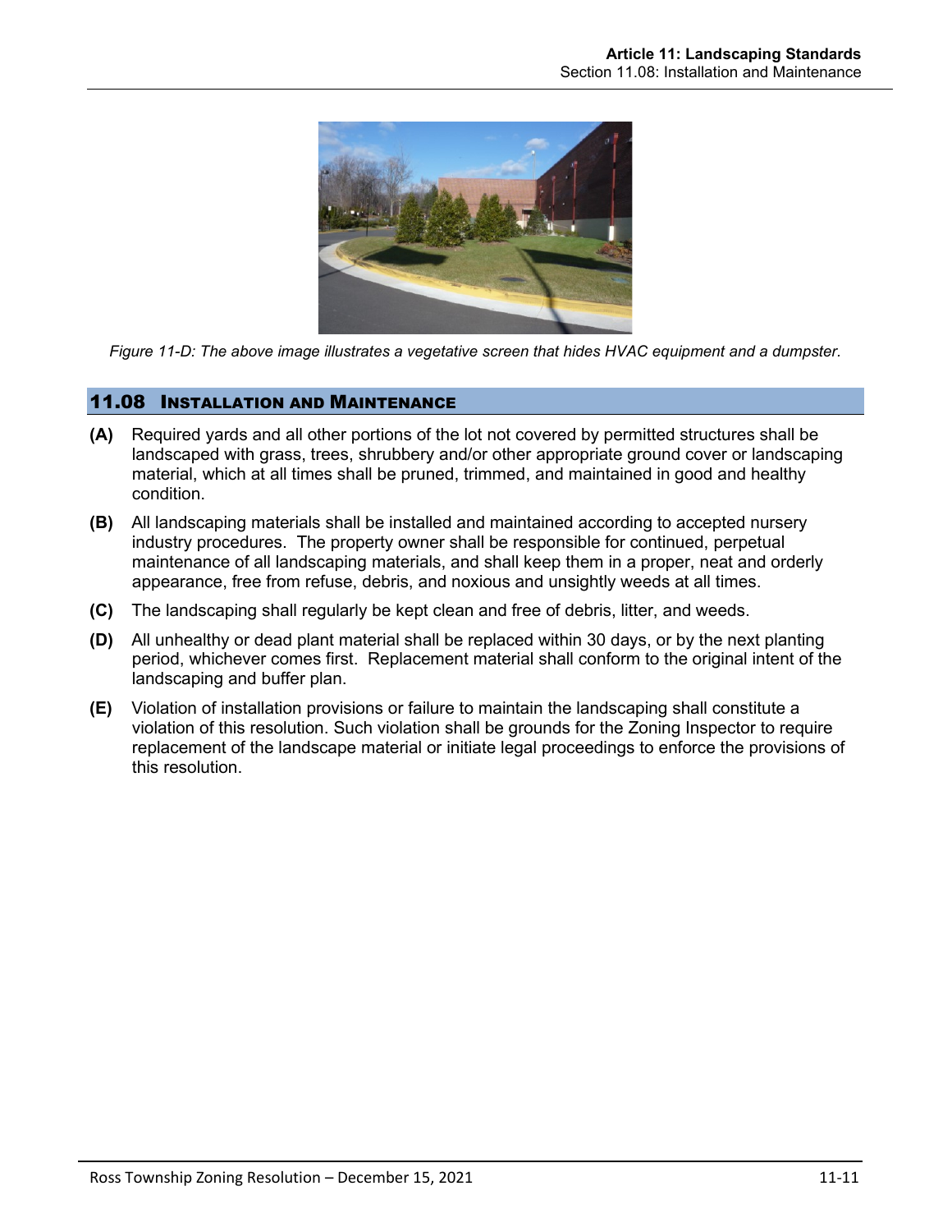*Figure 11-D: The above image illustrates a vegetative screen that hides HVAC equipment and a dumpster.*

## 11.08 Installation and Maintenance

**(A)** Required yards and all other portions of the lot not covered by permitted structures shall be landscaped with grass, trees, shrubbery and/or other appropriate ground cover or landscaping material, which at all times shall be pruned, trimmed, and maintained in good and healthy condition.

**(B)** All landscaping materials shall be installed and maintained according to accepted nursery industry procedures. The property owner shall be responsible for continued, perpetual maintenance of all landscaping materials, and shall keep them in a proper, neat and orderly appearance, free from refuse, debris, and noxious and unsightly weeds at all times.

**(C)** The landscaping shall regularly be kept clean and free of debris, litter, and weeds.

**(D)** All unhealthy or dead plant material shall be replaced within 30 days, or by the next planting period, whichever comes first. Replacement material shall conform to the original intent of the landscaping and buffer plan.

**(E)** Violation of installation provisions or failure to maintain the landscaping shall constitute a violation of this resolution. Such violation shall be grounds for the Zoning Inspector to require replacement of the landscape material or initiate legal proceedings to enforce the provisions of this resolution.